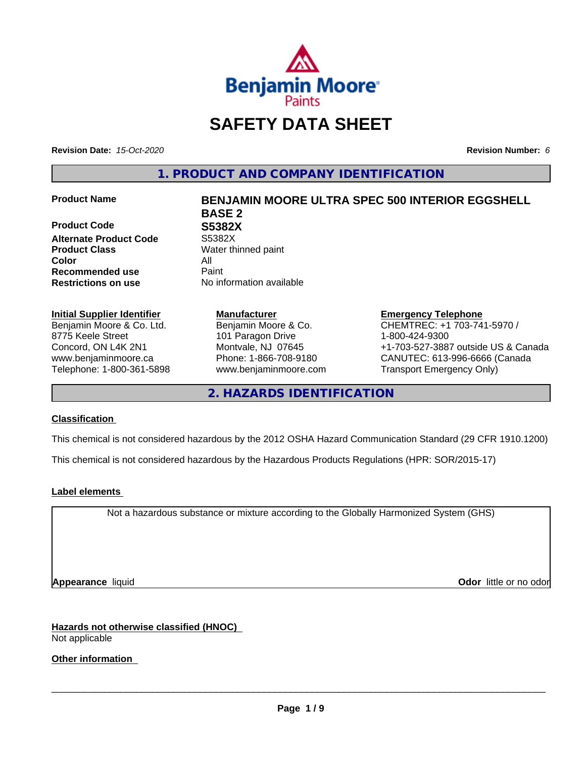Benjamin Moore Paints

# SAFETY DATA SHEET

**Revision Date:** *15-Oct-2020*

**Revision Number:** *6*

## 1. PRODUCT AND COMPANY IDENTIFICATION

| | |
|---|---|
| **Product Name** | **BENJAMIN MOORE ULTRA SPEC 500 INTERIOR EGGSHELL BASE 2** |
| **Product Code** | **S5382X** |
| **Alternate Product Code** | S5382X |
| **Product Class** | Water thinned paint |
| **Color** | All |
| **Recommended use** | Paint |
| **Restrictions on use** | No information available |

**Initial Supplier Identifier**
Benjamin Moore & Co. Ltd.
8775 Keele Street
Concord, ON L4K 2N1
www.benjaminmoore.ca
Telephone: 1-800-361-5898

**Manufacturer**
Benjamin Moore & Co.
101 Paragon Drive
Montvale, NJ 07645
Phone: 1-866-708-9180
www.benjaminmoore.com

**Emergency Telephone**
CHEMTREC: +1 703-741-5970 / 1-800-424-9300
+1-703-527-3887 outside US & Canada
CANUTEC: 613-996-6666 (Canada Transport Emergency Only)

## 2. HAZARDS IDENTIFICATION

### Classification

This chemical is not considered hazardous by the 2012 OSHA Hazard Communication Standard (29 CFR 1910.1200)

This chemical is not considered hazardous by the Hazardous Products Regulations (HPR: SOR/2015-17)

### Label elements

Not a hazardous substance or mixture according to the Globally Harmonized System (GHS)

**Appearance** liquid

**Odor** little or no odor

### Hazards not otherwise classified (HNOC)

Not applicable

### Other information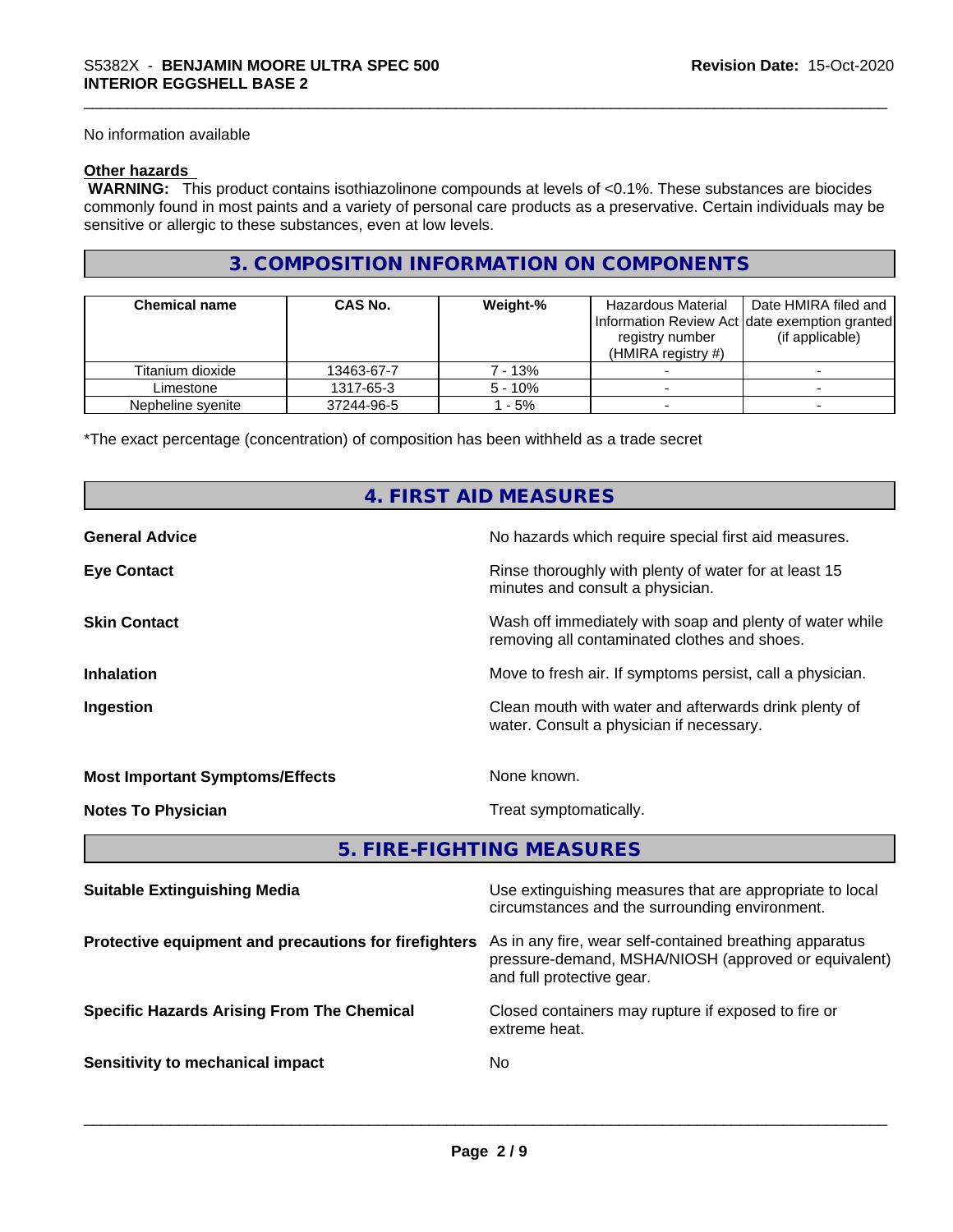No information available

**Other hazards**

**WARNING:** This product contains isothiazolinone compounds at levels of <0.1%. These substances are biocides commonly found in most paints and a variety of personal care products as a preservative. Certain individuals may be sensitive or allergic to these substances, even at low levels.

## 3. COMPOSITION INFORMATION ON COMPONENTS

| Chemical name | CAS No. | Weight-% | Hazardous Material Information Review Act registry number (HMIRA registry #) | Date HMIRA filed and date exemption granted (if applicable) |
|---|---|---|---|---|
| Titanium dioxide | 13463-67-7 | 7 - 13% | - | - |
| Limestone | 1317-65-3 | 5 - 10% | - | - |
| Nepheline syenite | 37244-96-5 | 1 - 5% | - | - |

*The exact percentage (concentration) of composition has been withheld as a trade secret

## 4. FIRST AID MEASURES

**General Advice** — No hazards which require special first aid measures.

**Eye Contact** — Rinse thoroughly with plenty of water for at least 15 minutes and consult a physician.

**Skin Contact** — Wash off immediately with soap and plenty of water while removing all contaminated clothes and shoes.

**Inhalation** — Move to fresh air. If symptoms persist, call a physician.

**Ingestion** — Clean mouth with water and afterwards drink plenty of water. Consult a physician if necessary.

**Most Important Symptoms/Effects** — None known.

**Notes To Physician** — Treat symptomatically.

## 5. FIRE-FIGHTING MEASURES

**Suitable Extinguishing Media** — Use extinguishing measures that are appropriate to local circumstances and the surrounding environment.

**Protective equipment and precautions for firefighters** — As in any fire, wear self-contained breathing apparatus pressure-demand, MSHA/NIOSH (approved or equivalent) and full protective gear.

**Specific Hazards Arising From The Chemical** — Closed containers may rupture if exposed to fire or extreme heat.

**Sensitivity to mechanical impact** — No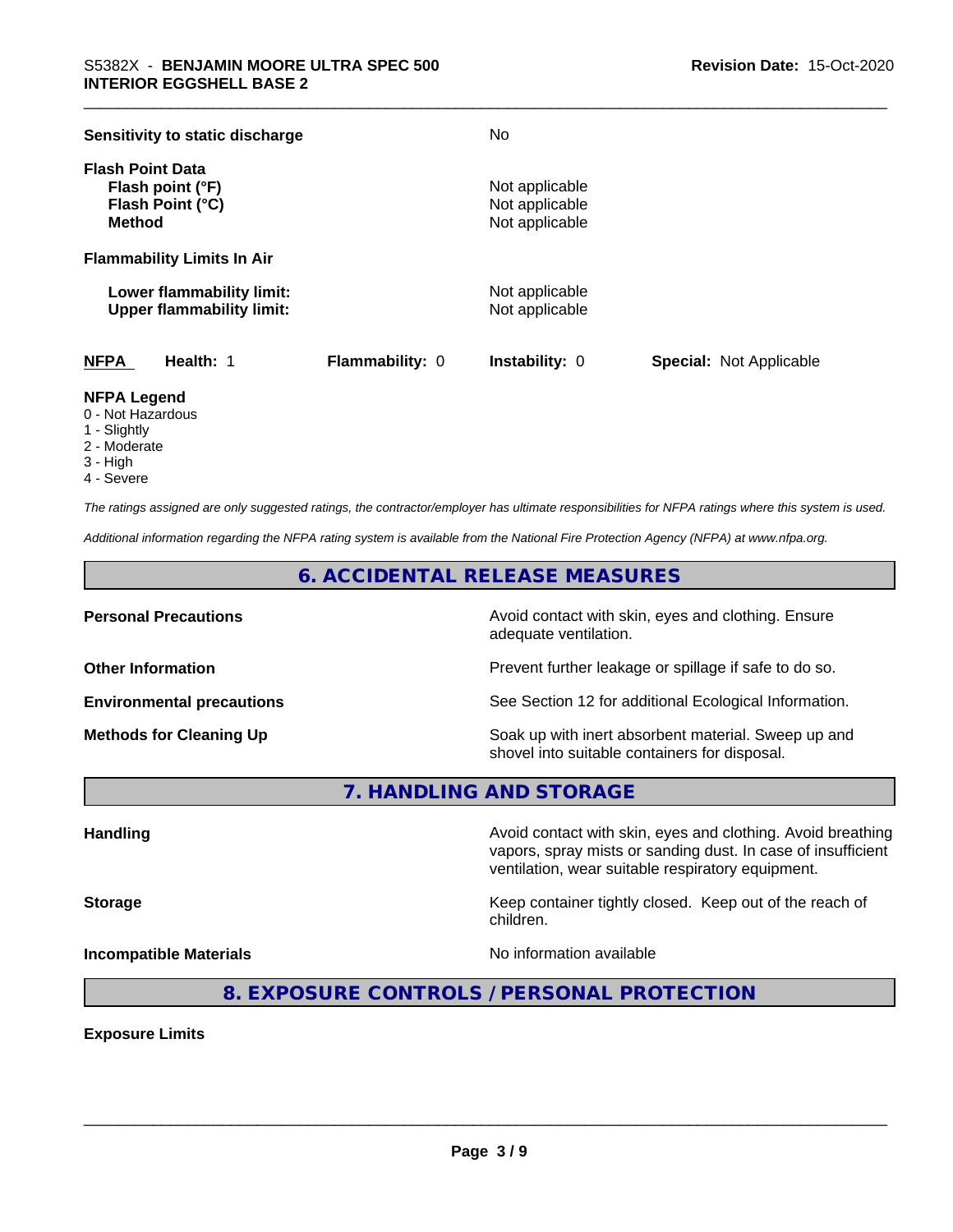**Sensitivity to static discharge** No

**Flash Point Data**

| | |
|---|---|
| **Flash point (°F)** | Not applicable |
| **Flash Point (°C)** | Not applicable |
| **Method** | Not applicable |

**Flammability Limits In Air**

| | |
|---|---|
| **Lower flammability limit:** | Not applicable |
| **Upper flammability limit:** | Not applicable |

| **NFPA** | **Health:** 1 | **Flammability:** 0 | **Instability:** 0 | **Special:** Not Applicable |
|---|---|---|---|---|

**NFPA Legend**
- 0 - Not Hazardous
- 1 - Slightly
- 2 - Moderate
- 3 - High
- 4 - Severe

*The ratings assigned are only suggested ratings, the contractor/employer has ultimate responsibilities for NFPA ratings where this system is used.*

*Additional information regarding the NFPA rating system is available from the National Fire Protection Agency (NFPA) at www.nfpa.org.*

## 6. ACCIDENTAL RELEASE MEASURES

| | |
|---|---|
| **Personal Precautions** | Avoid contact with skin, eyes and clothing. Ensure adequate ventilation. |
| **Other Information** | Prevent further leakage or spillage if safe to do so. |
| **Environmental precautions** | See Section 12 for additional Ecological Information. |
| **Methods for Cleaning Up** | Soak up with inert absorbent material. Sweep up and shovel into suitable containers for disposal. |

## 7. HANDLING AND STORAGE

| | |
|---|---|
| **Handling** | Avoid contact with skin, eyes and clothing. Avoid breathing vapors, spray mists or sanding dust. In case of insufficient ventilation, wear suitable respiratory equipment. |
| **Storage** | Keep container tightly closed. Keep out of the reach of children. |
| **Incompatible Materials** | No information available |

## 8. EXPOSURE CONTROLS / PERSONAL PROTECTION

**Exposure Limits**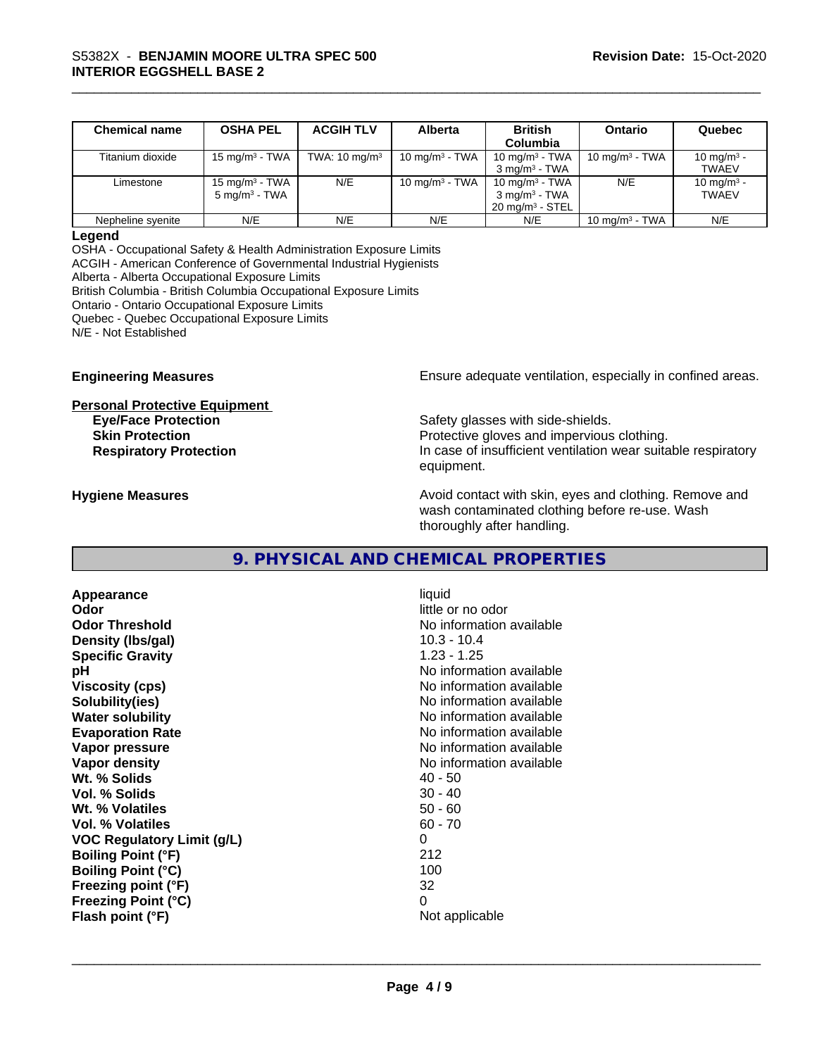| Chemical name | OSHA PEL | ACGIH TLV | Alberta | British Columbia | Ontario | Quebec |
|---|---|---|---|---|---|---|
| Titanium dioxide | 15 mg/m$^3$ - TWA | TWA: 10 mg/m$^3$ | 10 mg/m$^3$ - TWA | 10 mg/m$^3$ - TWA<br>3 mg/m$^3$ - TWA | 10 mg/m$^3$ - TWA | 10 mg/m$^3$ - TWAEV |
| Limestone | 15 mg/m$^3$ - TWA<br>5 mg/m$^3$ - TWA | N/E | 10 mg/m$^3$ - TWA | 10 mg/m$^3$ - TWA<br>3 mg/m$^3$ - TWA<br>20 mg/m$^3$ - STEL | N/E | 10 mg/m$^3$ - TWAEV |
| Nepheline syenite | N/E | N/E | N/E | N/E | 10 mg/m$^3$ - TWA | N/E |

**Legend**

OSHA - Occupational Safety & Health Administration Exposure Limits
ACGIH - American Conference of Governmental Industrial Hygienists
Alberta - Alberta Occupational Exposure Limits
British Columbia - British Columbia Occupational Exposure Limits
Ontario - Ontario Occupational Exposure Limits
Quebec - Quebec Occupational Exposure Limits
N/E - Not Established

**Engineering Measures** Ensure adequate ventilation, especially in confined areas.

**Personal Protective Equipment**

- **Eye/Face Protection** Safety glasses with side-shields.
- **Skin Protection** Protective gloves and impervious clothing.
- **Respiratory Protection** In case of insufficient ventilation wear suitable respiratory equipment.

**Hygiene Measures** Avoid contact with skin, eyes and clothing. Remove and wash contaminated clothing before re-use. Wash thoroughly after handling.

## 9. PHYSICAL AND CHEMICAL PROPERTIES

| | |
|---|---|
| **Appearance** | liquid |
| **Odor** | little or no odor |
| **Odor Threshold** | No information available |
| **Density (lbs/gal)** | 10.3 - 10.4 |
| **Specific Gravity** | 1.23 - 1.25 |
| **pH** | No information available |
| **Viscosity (cps)** | No information available |
| **Solubility(ies)** | No information available |
| **Water solubility** | No information available |
| **Evaporation Rate** | No information available |
| **Vapor pressure** | No information available |
| **Vapor density** | No information available |
| **Wt. % Solids** | 40 - 50 |
| **Vol. % Solids** | 30 - 40 |
| **Wt. % Volatiles** | 50 - 60 |
| **Vol. % Volatiles** | 60 - 70 |
| **VOC Regulatory Limit (g/L)** | 0 |
| **Boiling Point (°F)** | 212 |
| **Boiling Point (°C)** | 100 |
| **Freezing point (°F)** | 32 |
| **Freezing Point (°C)** | 0 |
| **Flash point (°F)** | Not applicable |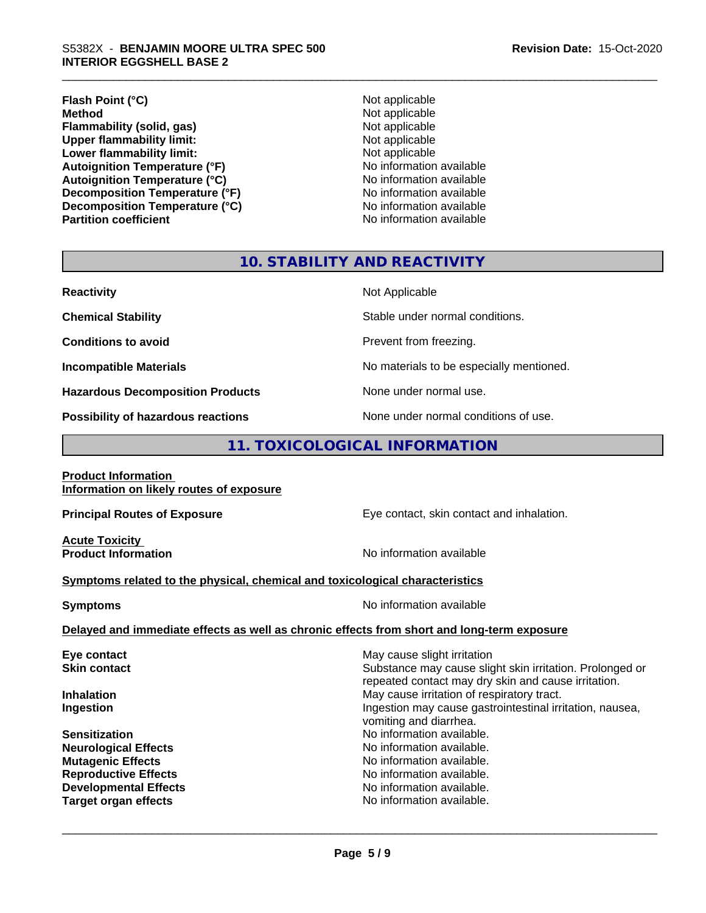| | |
|---|---|
| **Flash Point (°C)** | Not applicable |
| **Method** | Not applicable |
| **Flammability (solid, gas)** | Not applicable |
| **Upper flammability limit:** | Not applicable |
| **Lower flammability limit:** | Not applicable |
| **Autoignition Temperature (°F)** | No information available |
| **Autoignition Temperature (°C)** | No information available |
| **Decomposition Temperature (°F)** | No information available |
| **Decomposition Temperature (°C)** | No information available |
| **Partition coefficient** | No information available |

## 10. STABILITY AND REACTIVITY

| | |
|---|---|
| **Reactivity** | Not Applicable |
| **Chemical Stability** | Stable under normal conditions. |
| **Conditions to avoid** | Prevent from freezing. |
| **Incompatible Materials** | No materials to be especially mentioned. |
| **Hazardous Decomposition Products** | None under normal use. |
| **Possibility of hazardous reactions** | None under normal conditions of use. |

## 11. TOXICOLOGICAL INFORMATION

**Product Information**
**Information on likely routes of exposure**

**Principal Routes of Exposure** — Eye contact, skin contact and inhalation.

**Acute Toxicity**
**Product Information** — No information available

**Symptoms related to the physical, chemical and toxicological characteristics**

**Symptoms** — No information available

**Delayed and immediate effects as well as chronic effects from short and long-term exposure**

| | |
|---|---|
| **Eye contact** | May cause slight irritation |
| **Skin contact** | Substance may cause slight skin irritation. Prolonged or repeated contact may dry skin and cause irritation. |
| **Inhalation** | May cause irritation of respiratory tract. |
| **Ingestion** | Ingestion may cause gastrointestinal irritation, nausea, vomiting and diarrhea. |
| **Sensitization** | No information available. |
| **Neurological Effects** | No information available. |
| **Mutagenic Effects** | No information available. |
| **Reproductive Effects** | No information available. |
| **Developmental Effects** | No information available. |
| **Target organ effects** | No information available. |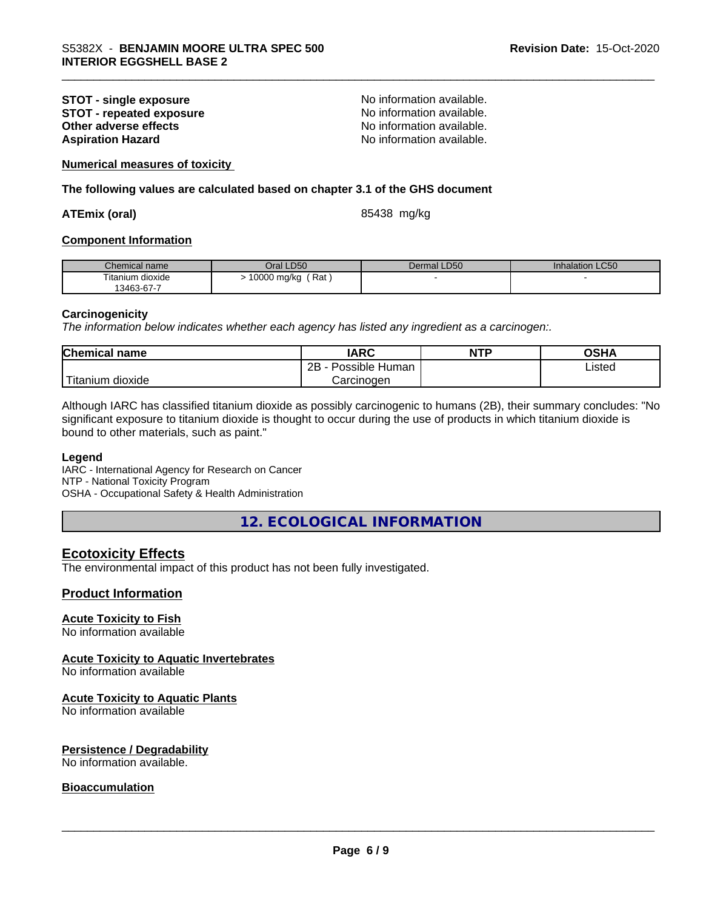| | |
|---|---|
| **STOT - single exposure** | No information available. |
| **STOT - repeated exposure** | No information available. |
| **Other adverse effects** | No information available. |
| **Aspiration Hazard** | No information available. |

**Numerical measures of toxicity**

**The following values are calculated based on chapter 3.1 of the GHS document**

**ATEmix (oral)** 85438 mg/kg

**Component Information**

| Chemical name | Oral LD50 | Dermal LD50 | Inhalation LC50 |
|---|---|---|---|
| Titanium dioxide 13463-67-7 | > 10000 mg/kg ( Rat ) | - | - |

**Carcinogenicity**

*The information below indicates whether each agency has listed any ingredient as a carcinogen:.*

| Chemical name | IARC | NTP | OSHA |
|---|---|---|---|
| Titanium dioxide | 2B - Possible Human Carcinogen | | Listed |

Although IARC has classified titanium dioxide as possibly carcinogenic to humans (2B), their summary concludes: "No significant exposure to titanium dioxide is thought to occur during the use of products in which titanium dioxide is bound to other materials, such as paint."

**Legend**

IARC - International Agency for Research on Cancer
NTP - National Toxicity Program
OSHA - Occupational Safety & Health Administration

## 12. ECOLOGICAL INFORMATION

### Ecotoxicity Effects

The environmental impact of this product has not been fully investigated.

### Product Information

**Acute Toxicity to Fish**
No information available

**Acute Toxicity to Aquatic Invertebrates**
No information available

**Acute Toxicity to Aquatic Plants**
No information available

**Persistence / Degradability**
No information available.

**Bioaccumulation**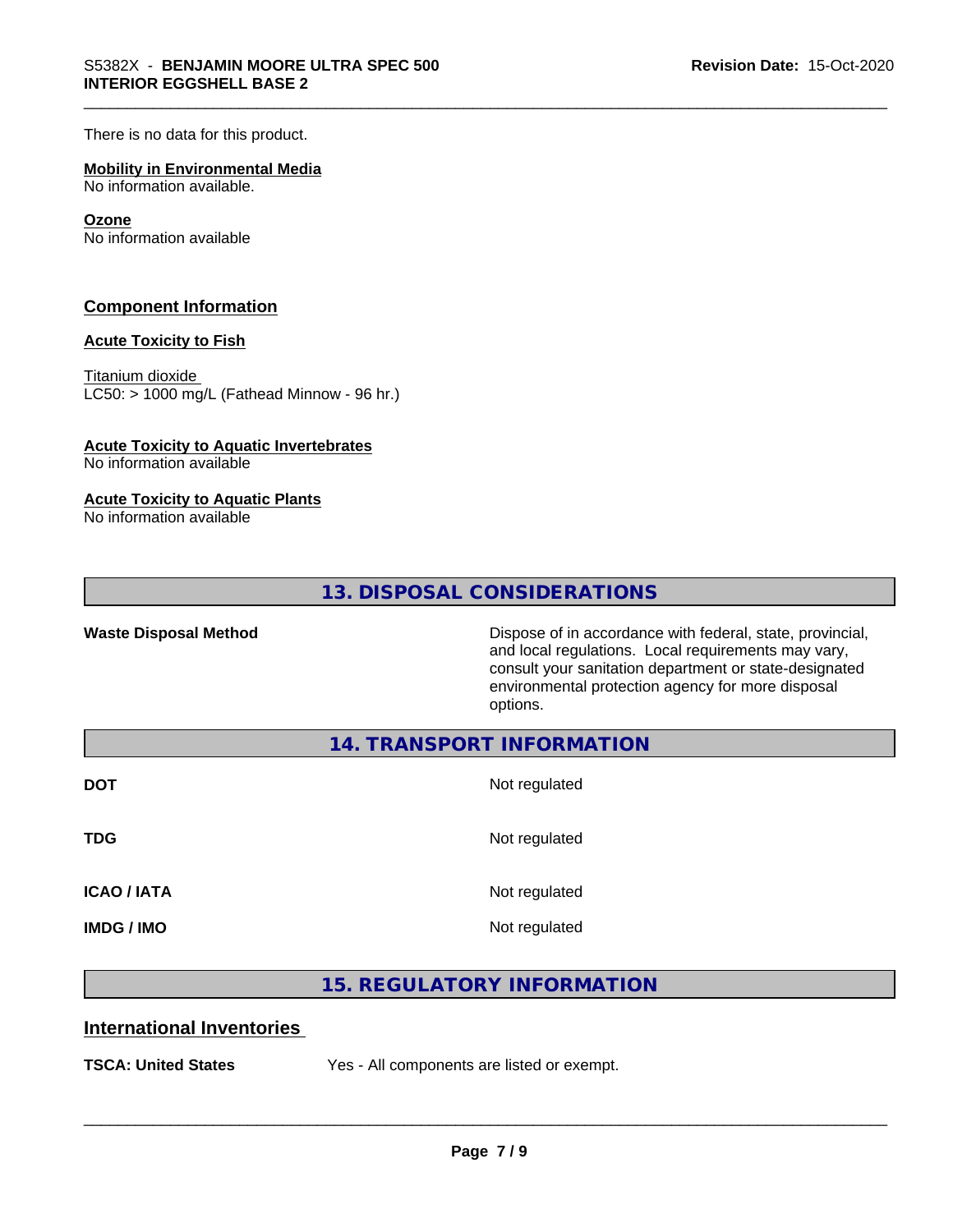There is no data for this product.

**Mobility in Environmental Media**
No information available.

**Ozone**
No information available

## Component Information

**Acute Toxicity to Fish**

Titanium dioxide
LC50: > 1000 mg/L (Fathead Minnow - 96 hr.)

**Acute Toxicity to Aquatic Invertebrates**
No information available

**Acute Toxicity to Aquatic Plants**
No information available

## 13. DISPOSAL CONSIDERATIONS

| | |
|---|---|
| **Waste Disposal Method** | Dispose of in accordance with federal, state, provincial, and local regulations. Local requirements may vary, consult your sanitation department or state-designated environmental protection agency for more disposal options. |

## 14. TRANSPORT INFORMATION

| | |
|---|---|
| **DOT** | Not regulated |
| **TDG** | Not regulated |
| **ICAO / IATA** | Not regulated |
| **IMDG / IMO** | Not regulated |

## 15. REGULATORY INFORMATION

### International Inventories

| | |
|---|---|
| **TSCA: United States** | Yes - All components are listed or exempt. |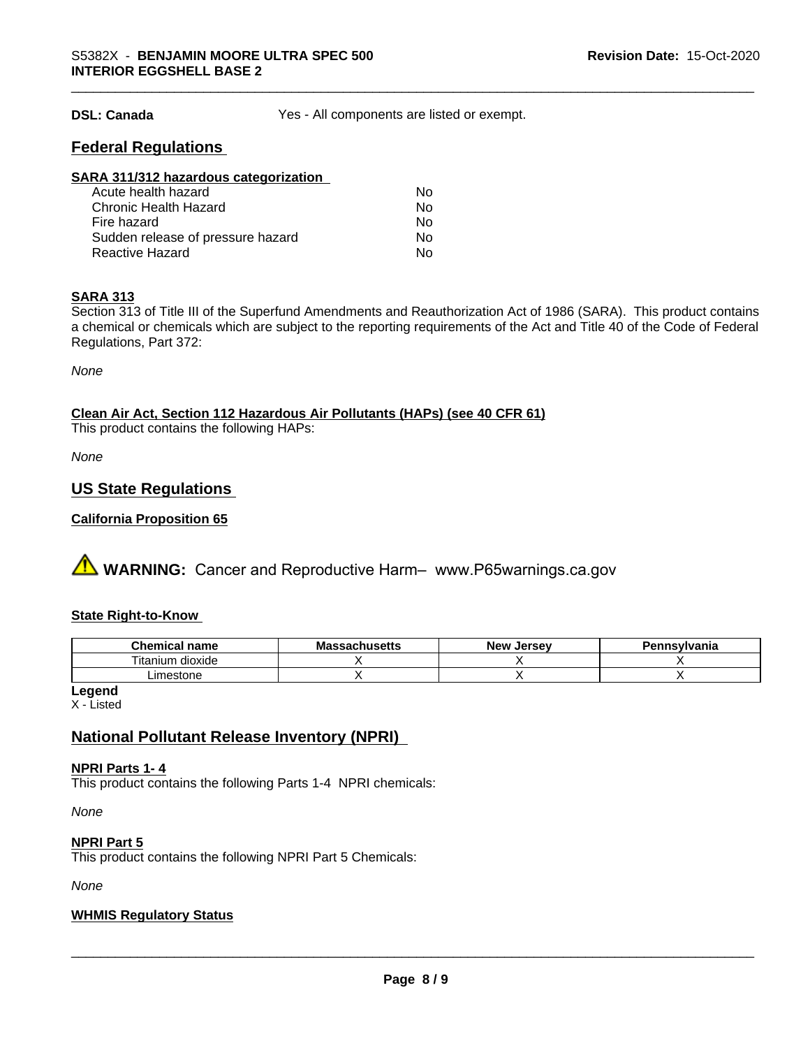**DSL: Canada** Yes - All components are listed or exempt.

## Federal Regulations

**SARA 311/312 hazardous categorization**

| | |
|---|---|
| Acute health hazard | No |
| Chronic Health Hazard | No |
| Fire hazard | No |
| Sudden release of pressure hazard | No |
| Reactive Hazard | No |

**SARA 313**

Section 313 of Title III of the Superfund Amendments and Reauthorization Act of 1986 (SARA). This product contains a chemical or chemicals which are subject to the reporting requirements of the Act and Title 40 of the Code of Federal Regulations, Part 372:

*None*

**Clean Air Act, Section 112 Hazardous Air Pollutants (HAPs) (see 40 CFR 61)**

This product contains the following HAPs:

*None*

## US State Regulations

**California Proposition 65**

⚠ **WARNING:** Cancer and Reproductive Harm– www.P65warnings.ca.gov

**State Right-to-Know**

| Chemical name | Massachusetts | New Jersey | Pennsylvania |
|---|---|---|---|
| Titanium dioxide | X | X | X |
| Limestone | X | X | X |

**Legend**

X - Listed

## National Pollutant Release Inventory (NPRI)

**NPRI Parts 1- 4**

This product contains the following Parts 1-4 NPRI chemicals:

*None*

**NPRI Part 5**

This product contains the following NPRI Part 5 Chemicals:

*None*

**WHMIS Regulatory Status**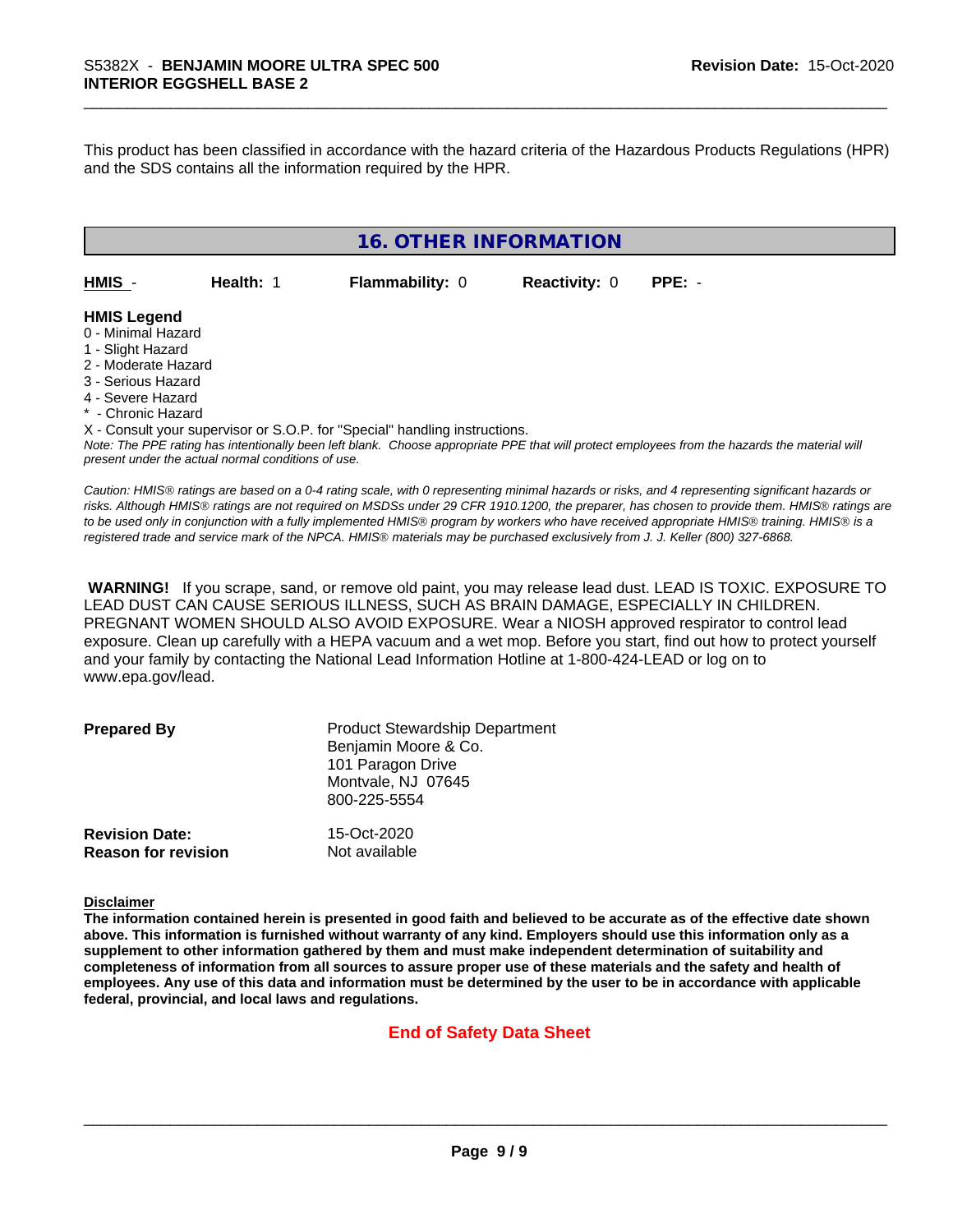This product has been classified in accordance with the hazard criteria of the Hazardous Products Regulations (HPR) and the SDS contains all the information required by the HPR.

## 16. OTHER INFORMATION

| HMIS - | Health: 1 | Flammability: 0 | Reactivity: 0 | PPE: - |
|---|---|---|---|---|

**HMIS Legend**

0 - Minimal Hazard
1 - Slight Hazard
2 - Moderate Hazard
3 - Serious Hazard
4 - Severe Hazard
* - Chronic Hazard
X - Consult your supervisor or S.O.P. for "Special" handling instructions.

*Note: The PPE rating has intentionally been left blank. Choose appropriate PPE that will protect employees from the hazards the material will present under the actual normal conditions of use.*

*Caution: HMIS® ratings are based on a 0-4 rating scale, with 0 representing minimal hazards or risks, and 4 representing significant hazards or risks. Although HMIS® ratings are not required on MSDSs under 29 CFR 1910.1200, the preparer, has chosen to provide them. HMIS® ratings are to be used only in conjunction with a fully implemented HMIS® program by workers who have received appropriate HMIS® training. HMIS® is a registered trade and service mark of the NPCA. HMIS® materials may be purchased exclusively from J. J. Keller (800) 327-6868.*

**WARNING!** If you scrape, sand, or remove old paint, you may release lead dust. LEAD IS TOXIC. EXPOSURE TO LEAD DUST CAN CAUSE SERIOUS ILLNESS, SUCH AS BRAIN DAMAGE, ESPECIALLY IN CHILDREN. PREGNANT WOMEN SHOULD ALSO AVOID EXPOSURE. Wear a NIOSH approved respirator to control lead exposure. Clean up carefully with a HEPA vacuum and a wet mop. Before you start, find out how to protect yourself and your family by contacting the National Lead Information Hotline at 1-800-424-LEAD or log on to www.epa.gov/lead.

**Prepared By**
Product Stewardship Department
Benjamin Moore & Co.
101 Paragon Drive
Montvale, NJ 07645
800-225-5554

**Revision Date:** 15-Oct-2020
**Reason for revision** Not available

**Disclaimer**

**The information contained herein is presented in good faith and believed to be accurate as of the effective date shown above. This information is furnished without warranty of any kind. Employers should use this information only as a supplement to other information gathered by them and must make independent determination of suitability and completeness of information from all sources to assure proper use of these materials and the safety and health of employees. Any use of this data and information must be determined by the user to be in accordance with applicable federal, provincial, and local laws and regulations.**

**End of Safety Data Sheet**